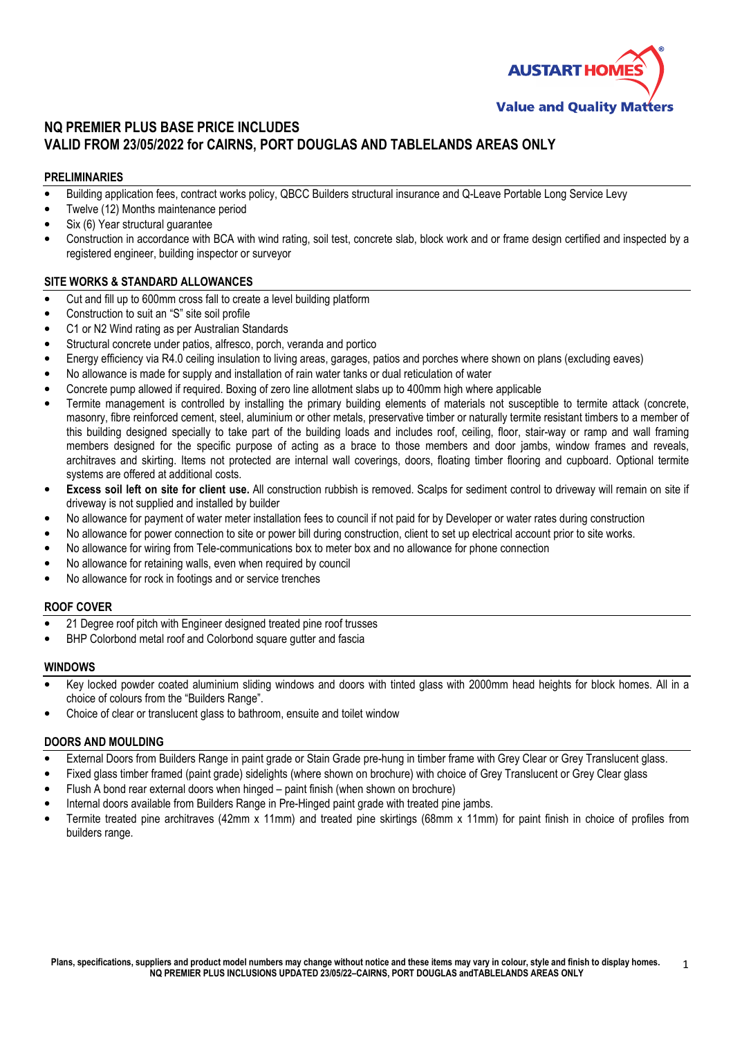AUSTART HOMES®
Value and Quality Matters

# NQ PREMIER PLUS BASE PRICE INCLUDES
# VALID FROM 23/05/2022 for CAIRNS, PORT DOUGLAS AND TABLELANDS AREAS ONLY

## PRELIMINARIES

- Building application fees, contract works policy, QBCC Builders structural insurance and Q-Leave Portable Long Service Levy
- Twelve (12) Months maintenance period
- Six (6) Year structural guarantee
- Construction in accordance with BCA with wind rating, soil test, concrete slab, block work and or frame design certified and inspected by a registered engineer, building inspector or surveyor

## SITE WORKS & STANDARD ALLOWANCES

- Cut and fill up to 600mm cross fall to create a level building platform
- Construction to suit an "S" site soil profile
- C1 or N2 Wind rating as per Australian Standards
- Structural concrete under patios, alfresco, porch, veranda and portico
- Energy efficiency via R4.0 ceiling insulation to living areas, garages, patios and porches where shown on plans (excluding eaves)
- No allowance is made for supply and installation of rain water tanks or dual reticulation of water
- Concrete pump allowed if required. Boxing of zero line allotment slabs up to 400mm high where applicable
- Termite management is controlled by installing the primary building elements of materials not susceptible to termite attack (concrete, masonry, fibre reinforced cement, steel, aluminium or other metals, preservative timber or naturally termite resistant timbers to a member of this building designed specially to take part of the building loads and includes roof, ceiling, floor, stair-way or ramp and wall framing members designed for the specific purpose of acting as a brace to those members and door jambs, window frames and reveals, architraves and skirting. Items not protected are internal wall coverings, doors, floating timber flooring and cupboard. Optional termite systems are offered at additional costs.
- **Excess soil left on site for client use.** All construction rubbish is removed. Scalps for sediment control to driveway will remain on site if driveway is not supplied and installed by builder
- No allowance for payment of water meter installation fees to council if not paid for by Developer or water rates during construction
- No allowance for power connection to site or power bill during construction, client to set up electrical account prior to site works.
- No allowance for wiring from Tele-communications box to meter box and no allowance for phone connection
- No allowance for retaining walls, even when required by council
- No allowance for rock in footings and or service trenches

## ROOF COVER

- 21 Degree roof pitch with Engineer designed treated pine roof trusses
- BHP Colorbond metal roof and Colorbond square gutter and fascia

## WINDOWS

- Key locked powder coated aluminium sliding windows and doors with tinted glass with 2000mm head heights for block homes. All in a choice of colours from the "Builders Range".
- Choice of clear or translucent glass to bathroom, ensuite and toilet window

## DOORS AND MOULDING

- External Doors from Builders Range in paint grade or Stain Grade pre-hung in timber frame with Grey Clear or Grey Translucent glass.
- Fixed glass timber framed (paint grade) sidelights (where shown on brochure) with choice of Grey Translucent or Grey Clear glass
- Flush A bond rear external doors when hinged – paint finish (when shown on brochure)
- Internal doors available from Builders Range in Pre-Hinged paint grade with treated pine jambs.
- Termite treated pine architraves (42mm x 11mm) and treated pine skirtings (68mm x 11mm) for paint finish in choice of profiles from builders range.

**Plans, specifications, suppliers and product model numbers may change without notice and these items may vary in colour, style and finish to display homes.**
**NQ PREMIER PLUS INCLUSIONS UPDATED 23/05/22–CAIRNS, PORT DOUGLAS andTABLELANDS AREAS ONLY**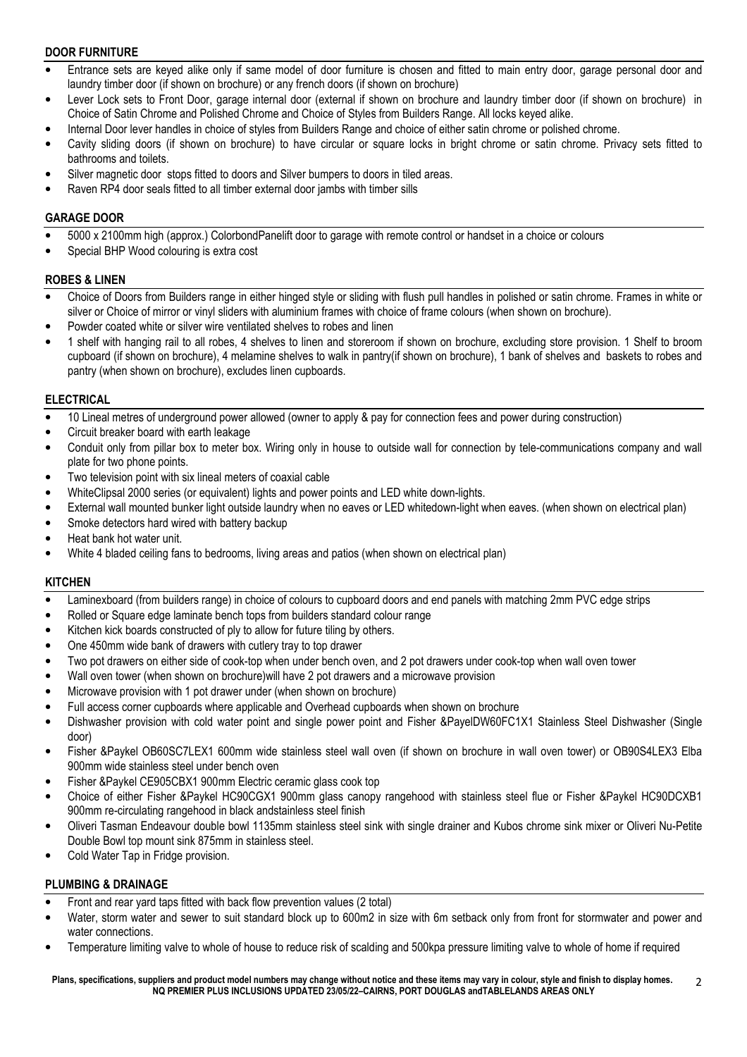## DOOR FURNITURE

- Entrance sets are keyed alike only if same model of door furniture is chosen and fitted to main entry door, garage personal door and laundry timber door (if shown on brochure) or any french doors (if shown on brochure)
- Lever Lock sets to Front Door, garage internal door (external if shown on brochure and laundry timber door (if shown on brochure) in Choice of Satin Chrome and Polished Chrome and Choice of Styles from Builders Range. All locks keyed alike.
- Internal Door lever handles in choice of styles from Builders Range and choice of either satin chrome or polished chrome.
- Cavity sliding doors (if shown on brochure) to have circular or square locks in bright chrome or satin chrome. Privacy sets fitted to bathrooms and toilets.
- Silver magnetic door stops fitted to doors and Silver bumpers to doors in tiled areas.
- Raven RP4 door seals fitted to all timber external door jambs with timber sills

## GARAGE DOOR

- 5000 x 2100mm high (approx.) ColorbondPanelift door to garage with remote control or handset in a choice or colours
- Special BHP Wood colouring is extra cost

## ROBES & LINEN

- Choice of Doors from Builders range in either hinged style or sliding with flush pull handles in polished or satin chrome. Frames in white or silver or Choice of mirror or vinyl sliders with aluminium frames with choice of frame colours (when shown on brochure).
- Powder coated white or silver wire ventilated shelves to robes and linen
- 1 shelf with hanging rail to all robes, 4 shelves to linen and storeroom if shown on brochure, excluding store provision. 1 Shelf to broom cupboard (if shown on brochure), 4 melamine shelves to walk in pantry(if shown on brochure), 1 bank of shelves and baskets to robes and pantry (when shown on brochure), excludes linen cupboards.

## ELECTRICAL

- 10 Lineal metres of underground power allowed (owner to apply & pay for connection fees and power during construction)
- Circuit breaker board with earth leakage
- Conduit only from pillar box to meter box. Wiring only in house to outside wall for connection by tele-communications company and wall plate for two phone points.
- Two television point with six lineal meters of coaxial cable
- WhiteClipsal 2000 series (or equivalent) lights and power points and LED white down-lights.
- External wall mounted bunker light outside laundry when no eaves or LED whitedown-light when eaves. (when shown on electrical plan)
- Smoke detectors hard wired with battery backup
- Heat bank hot water unit.
- White 4 bladed ceiling fans to bedrooms, living areas and patios (when shown on electrical plan)

## KITCHEN

- Laminexboard (from builders range) in choice of colours to cupboard doors and end panels with matching 2mm PVC edge strips
- Rolled or Square edge laminate bench tops from builders standard colour range
- Kitchen kick boards constructed of ply to allow for future tiling by others.
- One 450mm wide bank of drawers with cutlery tray to top drawer
- Two pot drawers on either side of cook-top when under bench oven, and 2 pot drawers under cook-top when wall oven tower
- Wall oven tower (when shown on brochure)will have 2 pot drawers and a microwave provision
- Microwave provision with 1 pot drawer under (when shown on brochure)
- Full access corner cupboards where applicable and Overhead cupboards when shown on brochure
- Dishwasher provision with cold water point and single power point and Fisher &PayelDW60FC1X1 Stainless Steel Dishwasher (Single door)
- Fisher &Paykel OB60SC7LEX1 600mm wide stainless steel wall oven (if shown on brochure in wall oven tower) or OB90S4LEX3 Elba 900mm wide stainless steel under bench oven
- Fisher &Paykel CE905CBX1 900mm Electric ceramic glass cook top
- Choice of either Fisher &Paykel HC90CGX1 900mm glass canopy rangehood with stainless steel flue or Fisher &Paykel HC90DCXB1 900mm re-circulating rangehood in black andstainless steel finish
- Oliveri Tasman Endeavour double bowl 1135mm stainless steel sink with single drainer and Kubos chrome sink mixer or Oliveri Nu-Petite Double Bowl top mount sink 875mm in stainless steel.
- Cold Water Tap in Fridge provision.

## PLUMBING & DRAINAGE

- Front and rear yard taps fitted with back flow prevention values (2 total)
- Water, storm water and sewer to suit standard block up to 600m2 in size with 6m setback only from front for stormwater and power and water connections.
- Temperature limiting valve to whole of house to reduce risk of scalding and 500kpa pressure limiting valve to whole of home if required

**Plans, specifications, suppliers and product model numbers may change without notice and these items may vary in colour, style and finish to display homes.**
**NQ PREMIER PLUS INCLUSIONS UPDATED 23/05/22–CAIRNS, PORT DOUGLAS andTABLELANDS AREAS ONLY**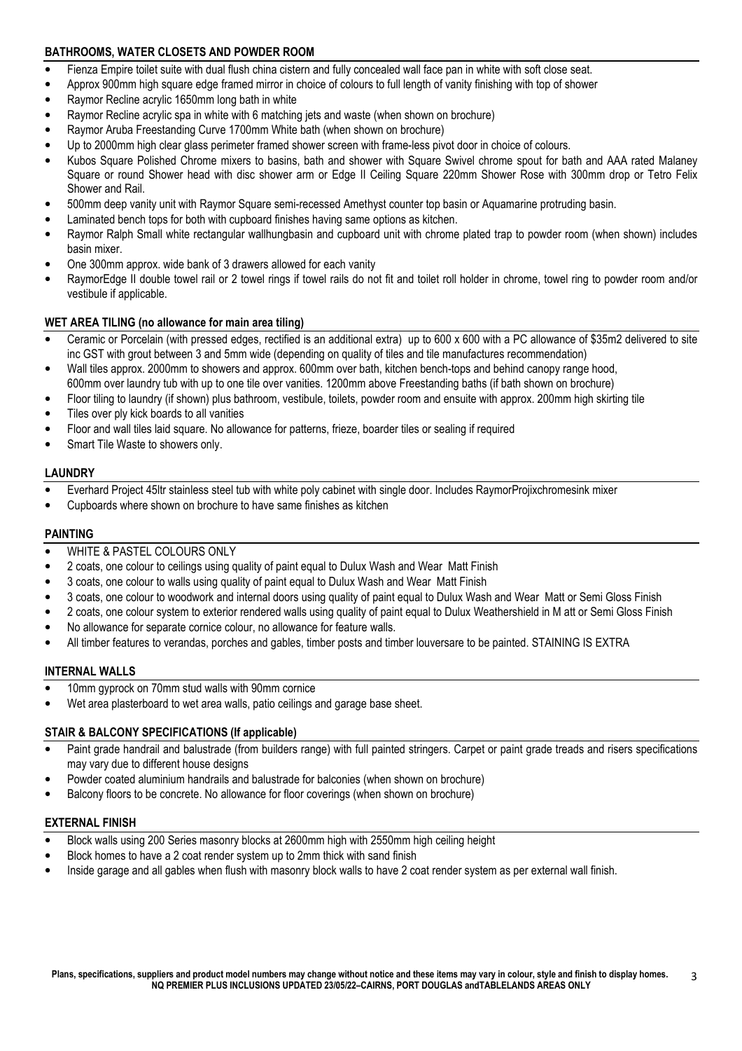## BATHROOMS, WATER CLOSETS AND POWDER ROOM

- Fienza Empire toilet suite with dual flush china cistern and fully concealed wall face pan in white with soft close seat.
- Approx 900mm high square edge framed mirror in choice of colours to full length of vanity finishing with top of shower
- Raymor Recline acrylic 1650mm long bath in white
- Raymor Recline acrylic spa in white with 6 matching jets and waste (when shown on brochure)
- Raymor Aruba Freestanding Curve 1700mm White bath (when shown on brochure)
- Up to 2000mm high clear glass perimeter framed shower screen with frame-less pivot door in choice of colours.
- Kubos Square Polished Chrome mixers to basins, bath and shower with Square Swivel chrome spout for bath and AAA rated Malaney Square or round Shower head with disc shower arm or Edge II Ceiling Square 220mm Shower Rose with 300mm drop or Tetro Felix Shower and Rail.
- 500mm deep vanity unit with Raymor Square semi-recessed Amethyst counter top basin or Aquamarine protruding basin.
- Laminated bench tops for both with cupboard finishes having same options as kitchen.
- Raymor Ralph Small white rectangular wallhungbasin and cupboard unit with chrome plated trap to powder room (when shown) includes basin mixer.
- One 300mm approx. wide bank of 3 drawers allowed for each vanity
- RaymorEdge II double towel rail or 2 towel rings if towel rails do not fit and toilet roll holder in chrome, towel ring to powder room and/or vestibule if applicable.

## WET AREA TILING (no allowance for main area tiling)

- Ceramic or Porcelain (with pressed edges, rectified is an additional extra) up to 600 x 600 with a PC allowance of $35m2 delivered to site inc GST with grout between 3 and 5mm wide (depending on quality of tiles and tile manufactures recommendation)
- Wall tiles approx. 2000mm to showers and approx. 600mm over bath, kitchen bench-tops and behind canopy range hood, 600mm over laundry tub with up to one tile over vanities. 1200mm above Freestanding baths (if bath shown on brochure)
- Floor tiling to laundry (if shown) plus bathroom, vestibule, toilets, powder room and ensuite with approx. 200mm high skirting tile
- Tiles over ply kick boards to all vanities
- Floor and wall tiles laid square. No allowance for patterns, frieze, boarder tiles or sealing if required
- Smart Tile Waste to showers only.

## LAUNDRY

- Everhard Project 45ltr stainless steel tub with white poly cabinet with single door. Includes RaymorProjixchromesink mixer
- Cupboards where shown on brochure to have same finishes as kitchen

## PAINTING

- WHITE & PASTEL COLOURS ONLY
- 2 coats, one colour to ceilings using quality of paint equal to Dulux Wash and Wear Matt Finish
- 3 coats, one colour to walls using quality of paint equal to Dulux Wash and Wear Matt Finish
- 3 coats, one colour to woodwork and internal doors using quality of paint equal to Dulux Wash and Wear Matt or Semi Gloss Finish
- 2 coats, one colour system to exterior rendered walls using quality of paint equal to Dulux Weathershield in M att or Semi Gloss Finish
- No allowance for separate cornice colour, no allowance for feature walls.
- All timber features to verandas, porches and gables, timber posts and timber louversare to be painted. STAINING IS EXTRA

## INTERNAL WALLS

- 10mm gyprock on 70mm stud walls with 90mm cornice
- Wet area plasterboard to wet area walls, patio ceilings and garage base sheet.

## STAIR & BALCONY SPECIFICATIONS (If applicable)

- Paint grade handrail and balustrade (from builders range) with full painted stringers. Carpet or paint grade treads and risers specifications may vary due to different house designs
- Powder coated aluminium handrails and balustrade for balconies (when shown on brochure)
- Balcony floors to be concrete. No allowance for floor coverings (when shown on brochure)

## EXTERNAL FINISH

- Block walls using 200 Series masonry blocks at 2600mm high with 2550mm high ceiling height
- Block homes to have a 2 coat render system up to 2mm thick with sand finish
- Inside garage and all gables when flush with masonry block walls to have 2 coat render system as per external wall finish.

**Plans, specifications, suppliers and product model numbers may change without notice and these items may vary in colour, style and finish to display homes.**
**NQ PREMIER PLUS INCLUSIONS UPDATED 23/05/22–CAIRNS, PORT DOUGLAS andTABLELANDS AREAS ONLY**